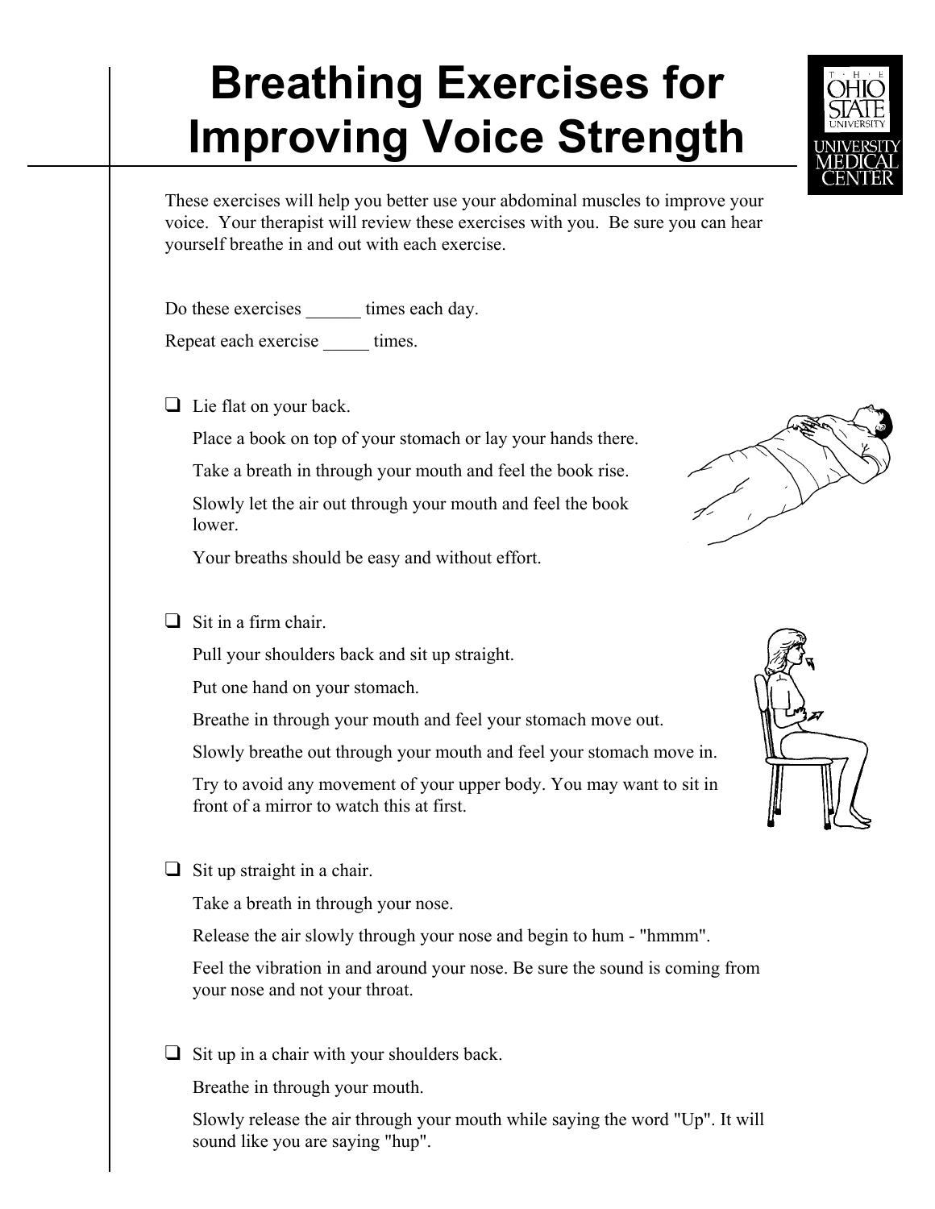# Breathing Exercises for Improving Voice Strength

These exercises will help you better use your abdominal muscles to improve your voice. Your therapist will review these exercises with you. Be sure you can hear yourself breathe in and out with each exercise.

Do these exercises ______ times each day.

Repeat each exercise _____ times.

- [ ] Lie flat on your back.

  Place a book on top of your stomach or lay your hands there.

  Take a breath in through your mouth and feel the book rise.

  Slowly let the air out through your mouth and feel the book lower.

  Your breaths should be easy and without effort.

- [ ] Sit in a firm chair.

  Pull your shoulders back and sit up straight.

  Put one hand on your stomach.

  Breathe in through your mouth and feel your stomach move out.

  Slowly breathe out through your mouth and feel your stomach move in.

  Try to avoid any movement of your upper body. You may want to sit in front of a mirror to watch this at first.

- [ ] Sit up straight in a chair.

  Take a breath in through your nose.

  Release the air slowly through your nose and begin to hum - "hmmm".

  Feel the vibration in and around your nose. Be sure the sound is coming from your nose and not your throat.

- [ ] Sit up in a chair with your shoulders back.

  Breathe in through your mouth.

  Slowly release the air through your mouth while saying the word "Up". It will sound like you are saying "hup".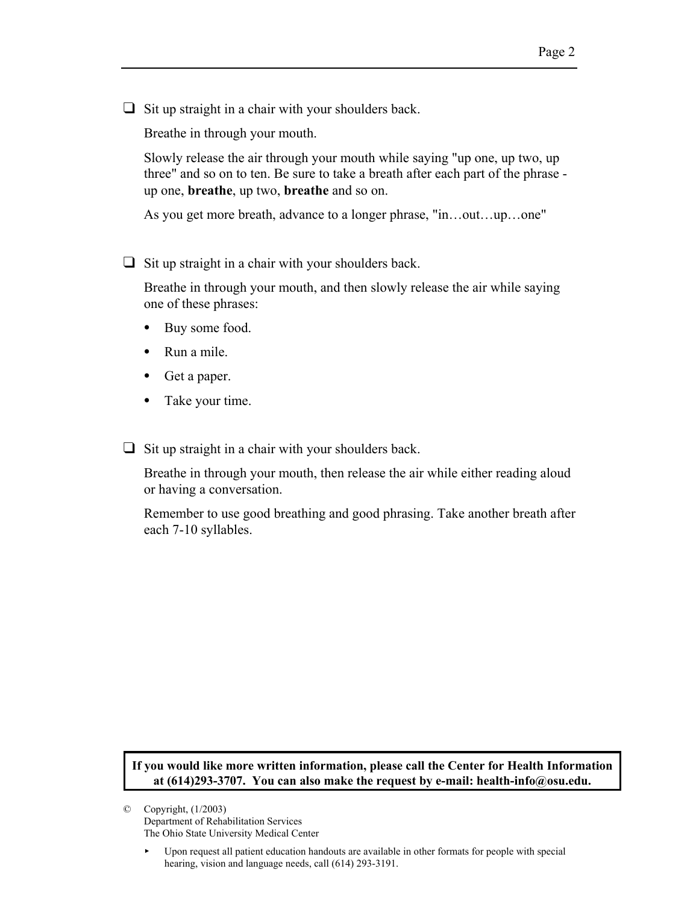- [ ] Sit up straight in a chair with your shoulders back.

  Breathe in through your mouth.

  Slowly release the air through your mouth while saying "up one, up two, up three" and so on to ten. Be sure to take a breath after each part of the phrase - up one, **breathe**, up two, **breathe** and so on.

  As you get more breath, advance to a longer phrase, "in…out…up…one"

- [ ] Sit up straight in a chair with your shoulders back.

  Breathe in through your mouth, and then slowly release the air while saying one of these phrases:

  - Buy some food.
  - Run a mile.
  - Get a paper.
  - Take your time.

- [ ] Sit up straight in a chair with your shoulders back.

  Breathe in through your mouth, then release the air while either reading aloud or having a conversation.

  Remember to use good breathing and good phrasing. Take another breath after each 7-10 syllables.

**If you would like more written information, please call the Center for Health Information at (614)293-3707. You can also make the request by e-mail: health-info@osu.edu.**

© Copyright, (1/2003)
Department of Rehabilitation Services
The Ohio State University Medical Center

- Upon request all patient education handouts are available in other formats for people with special hearing, vision and language needs, call (614) 293-3191.